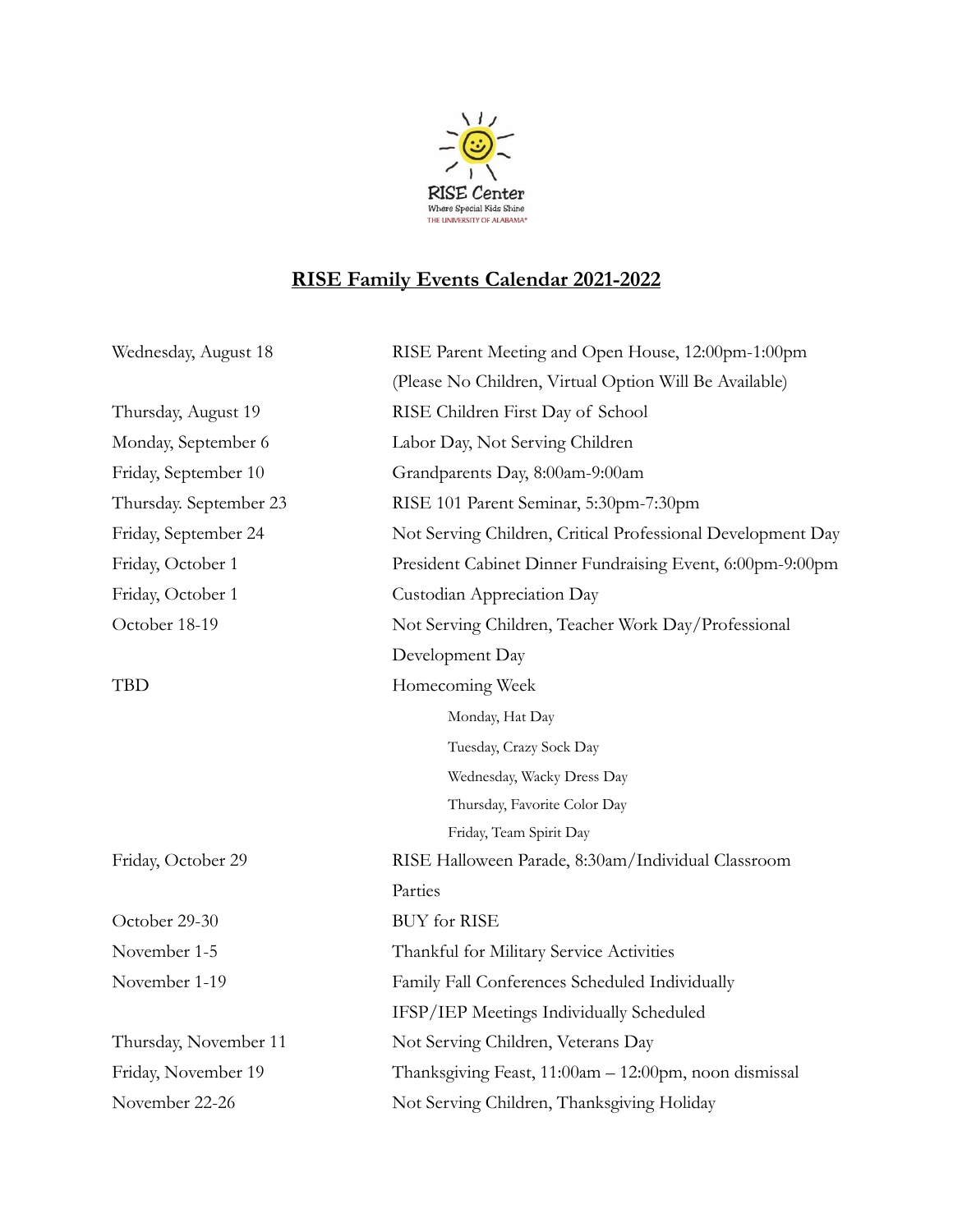RISE Center
Where Special Kids Shine
THE UNIVERSITY OF ALABAMA®

# RISE Family Events Calendar 2021-2022

| | |
|---|---|
| Wednesday, August 18 | RISE Parent Meeting and Open House, 12:00pm-1:00pm (Please No Children, Virtual Option Will Be Available) |
| Thursday, August 19 | RISE Children First Day of School |
| Monday, September 6 | Labor Day, Not Serving Children |
| Friday, September 10 | Grandparents Day, 8:00am-9:00am |
| Thursday. September 23 | RISE 101 Parent Seminar, 5:30pm-7:30pm |
| Friday, September 24 | Not Serving Children, Critical Professional Development Day |
| Friday, October 1 | President Cabinet Dinner Fundraising Event, 6:00pm-9:00pm |
| Friday, October 1 | Custodian Appreciation Day |
| October 18-19 | Not Serving Children, Teacher Work Day/Professional Development Day |
| TBD | Homecoming Week<br>Monday, Hat Day<br>Tuesday, Crazy Sock Day<br>Wednesday, Wacky Dress Day<br>Thursday, Favorite Color Day<br>Friday, Team Spirit Day |
| Friday, October 29 | RISE Halloween Parade, 8:30am/Individual Classroom Parties |
| October 29-30 | BUY for RISE |
| November 1-5 | Thankful for Military Service Activities |
| November 1-19 | Family Fall Conferences Scheduled Individually<br>IFSP/IEP Meetings Individually Scheduled |
| Thursday, November 11 | Not Serving Children, Veterans Day |
| Friday, November 19 | Thanksgiving Feast, 11:00am – 12:00pm, noon dismissal |
| November 22-26 | Not Serving Children, Thanksgiving Holiday |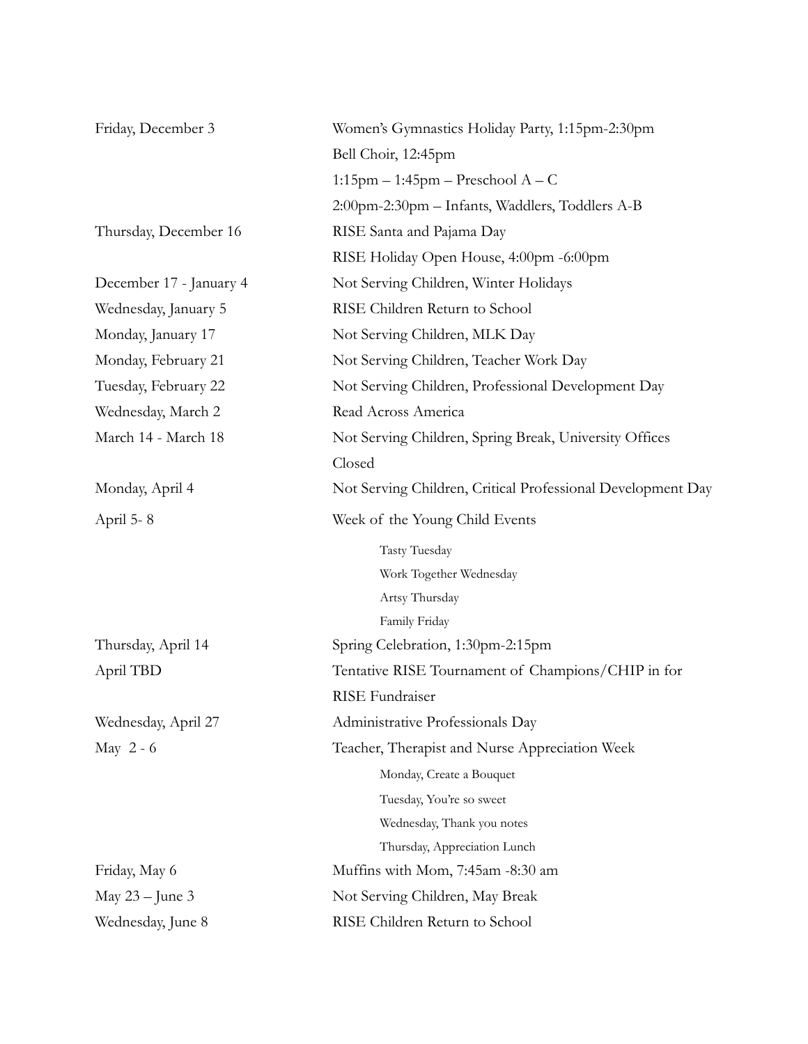| | |
|---|---|
| Friday, December 3 | Women's Gymnastics Holiday Party, 1:15pm-2:30pm |
| | Bell Choir, 12:45pm |
| | 1:15pm – 1:45pm – Preschool A – C |
| | 2:00pm-2:30pm – Infants, Waddlers, Toddlers A-B |
| Thursday, December 16 | RISE Santa and Pajama Day |
| | RISE Holiday Open House, 4:00pm -6:00pm |
| December 17 - January 4 | Not Serving Children, Winter Holidays |
| Wednesday, January 5 | RISE Children Return to School |
| Monday, January 17 | Not Serving Children, MLK Day |
| Monday, February 21 | Not Serving Children, Teacher Work Day |
| Tuesday, February 22 | Not Serving Children, Professional Development Day |
| Wednesday, March 2 | Read Across America |
| March 14 - March 18 | Not Serving Children, Spring Break, University Offices Closed |
| Monday, April 4 | Not Serving Children, Critical Professional Development Day |
| April 5- 8 | Week of the Young Child Events |
| | Tasty Tuesday |
| | Work Together Wednesday |
| | Artsy Thursday |
| | Family Friday |
| Thursday, April 14 | Spring Celebration, 1:30pm-2:15pm |
| April TBD | Tentative RISE Tournament of Champions/CHIP in for RISE Fundraiser |
| Wednesday, April 27 | Administrative Professionals Day |
| May 2 - 6 | Teacher, Therapist and Nurse Appreciation Week |
| | Monday, Create a Bouquet |
| | Tuesday, You're so sweet |
| | Wednesday, Thank you notes |
| | Thursday, Appreciation Lunch |
| Friday, May 6 | Muffins with Mom, 7:45am -8:30 am |
| May 23 – June 3 | Not Serving Children, May Break |
| Wednesday, June 8 | RISE Children Return to School |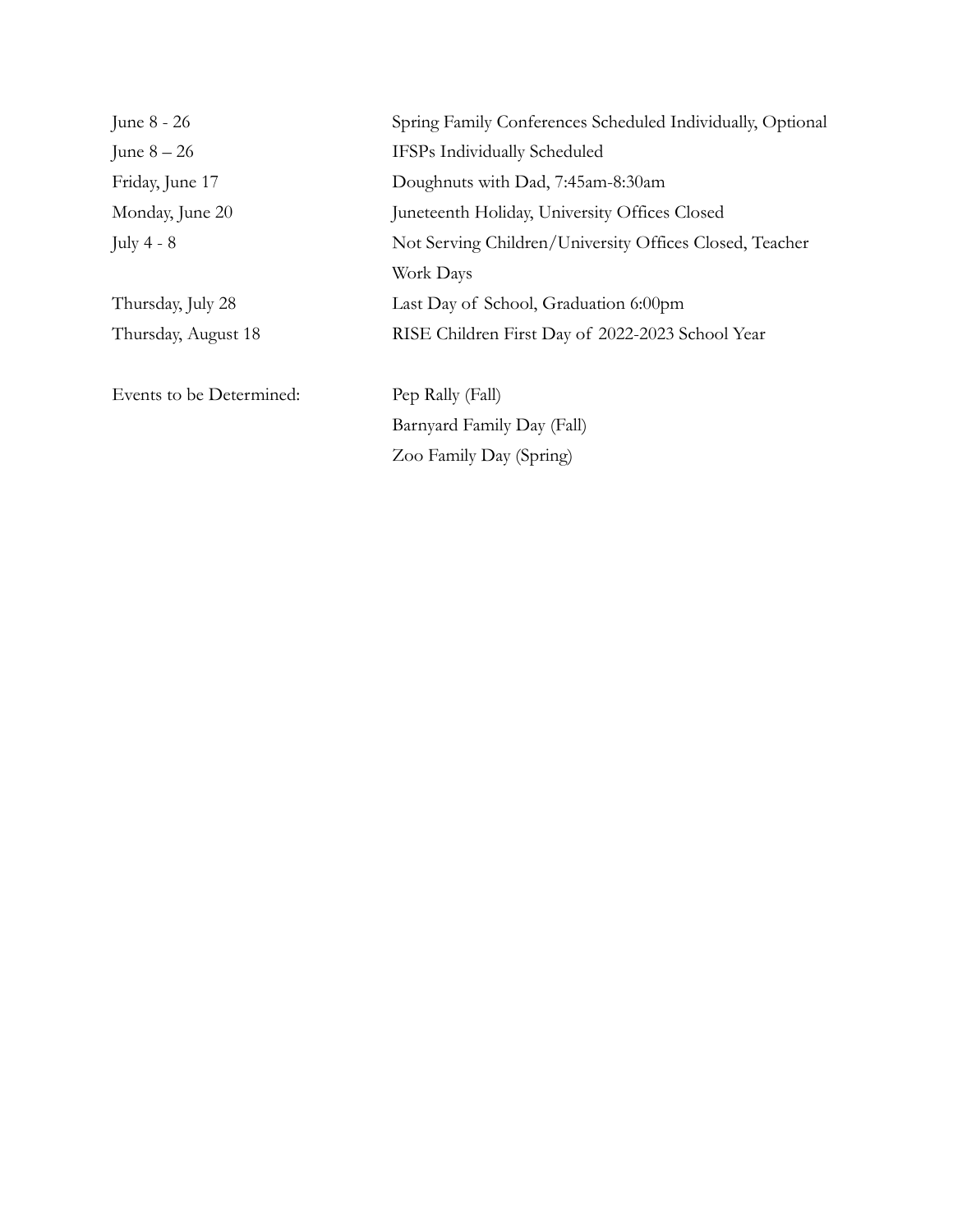| | |
|---|---|
| June 8 - 26 | Spring Family Conferences Scheduled Individually, Optional |
| June 8 – 26 | IFSPs Individually Scheduled |
| Friday, June 17 | Doughnuts with Dad, 7:45am-8:30am |
| Monday, June 20 | Juneteenth Holiday, University Offices Closed |
| July 4 - 8 | Not Serving Children/University Offices Closed, Teacher Work Days |
| Thursday, July 28 | Last Day of School, Graduation 6:00pm |
| Thursday, August 18 | RISE Children First Day of 2022-2023 School Year |
| Events to be Determined: | Pep Rally (Fall) |
| | Barnyard Family Day (Fall) |
| | Zoo Family Day (Spring) |